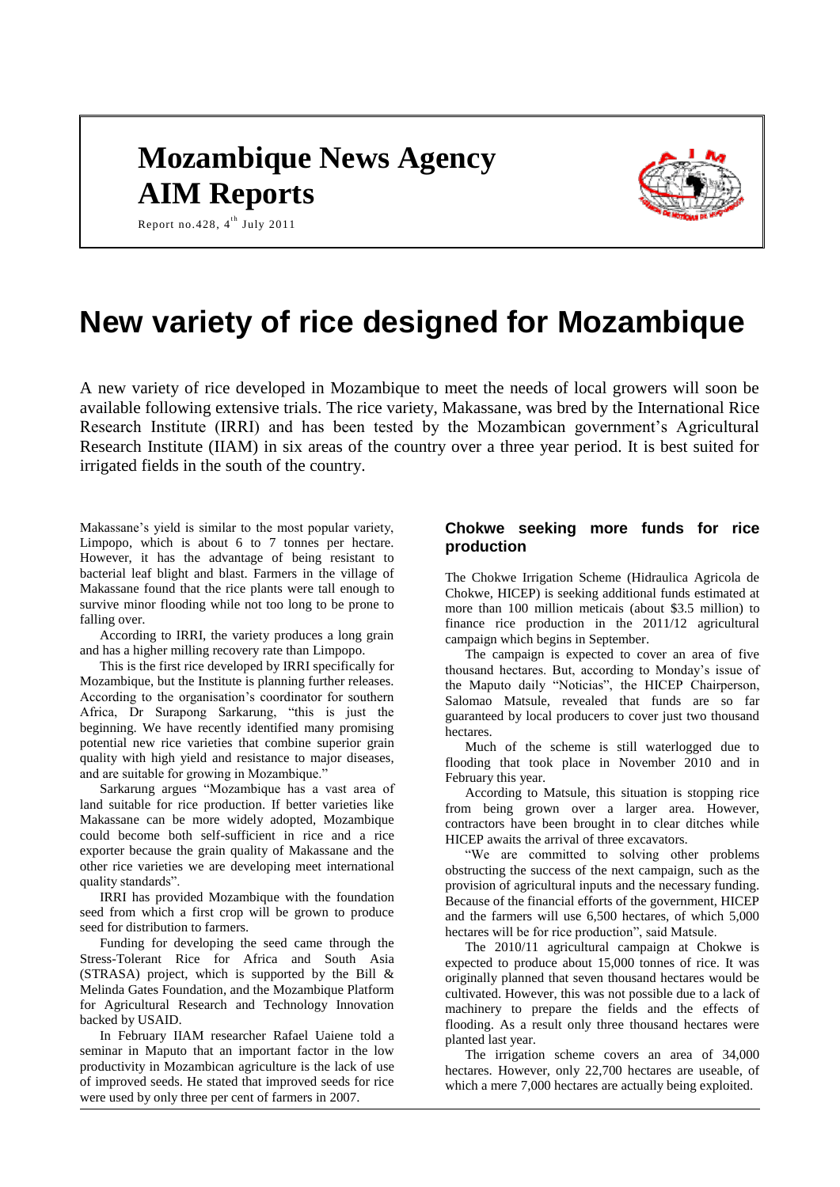# Mozambique News Agency
# AIM Reports

Report no.428, 4th July 2011

# New variety of rice designed for Mozambique

A new variety of rice developed in Mozambique to meet the needs of local growers will soon be available following extensive trials. The rice variety, Makassane, was bred by the International Rice Research Institute (IRRI) and has been tested by the Mozambican government's Agricultural Research Institute (IIAM) in six areas of the country over a three year period. It is best suited for irrigated fields in the south of the country.

Makassane's yield is similar to the most popular variety, Limpopo, which is about 6 to 7 tonnes per hectare. However, it has the advantage of being resistant to bacterial leaf blight and blast. Farmers in the village of Makassane found that the rice plants were tall enough to survive minor flooding while not too long to be prone to falling over.

According to IRRI, the variety produces a long grain and has a higher milling recovery rate than Limpopo.

This is the first rice developed by IRRI specifically for Mozambique, but the Institute is planning further releases. According to the organisation's coordinator for southern Africa, Dr Surapong Sarkarung, "this is just the beginning. We have recently identified many promising potential new rice varieties that combine superior grain quality with high yield and resistance to major diseases, and are suitable for growing in Mozambique."

Sarkarung argues "Mozambique has a vast area of land suitable for rice production. If better varieties like Makassane can be more widely adopted, Mozambique could become both self-sufficient in rice and a rice exporter because the grain quality of Makassane and the other rice varieties we are developing meet international quality standards".

IRRI has provided Mozambique with the foundation seed from which a first crop will be grown to produce seed for distribution to farmers.

Funding for developing the seed came through the Stress-Tolerant Rice for Africa and South Asia (STRASA) project, which is supported by the Bill & Melinda Gates Foundation, and the Mozambique Platform for Agricultural Research and Technology Innovation backed by USAID.

In February IIAM researcher Rafael Uaiene told a seminar in Maputo that an important factor in the low productivity in Mozambican agriculture is the lack of use of improved seeds. He stated that improved seeds for rice were used by only three per cent of farmers in 2007.

## Chokwe seeking more funds for rice production

The Chokwe Irrigation Scheme (Hidraulica Agricola de Chokwe, HICEP) is seeking additional funds estimated at more than 100 million meticais (about $3.5 million) to finance rice production in the 2011/12 agricultural campaign which begins in September.

The campaign is expected to cover an area of five thousand hectares. But, according to Monday's issue of the Maputo daily "Noticias", the HICEP Chairperson, Salomao Matsule, revealed that funds are so far guaranteed by local producers to cover just two thousand hectares.

Much of the scheme is still waterlogged due to flooding that took place in November 2010 and in February this year.

According to Matsule, this situation is stopping rice from being grown over a larger area. However, contractors have been brought in to clear ditches while HICEP awaits the arrival of three excavators.

"We are committed to solving other problems obstructing the success of the next campaign, such as the provision of agricultural inputs and the necessary funding. Because of the financial efforts of the government, HICEP and the farmers will use 6,500 hectares, of which 5,000 hectares will be for rice production", said Matsule.

The 2010/11 agricultural campaign at Chokwe is expected to produce about 15,000 tonnes of rice. It was originally planned that seven thousand hectares would be cultivated. However, this was not possible due to a lack of machinery to prepare the fields and the effects of flooding. As a result only three thousand hectares were planted last year.

The irrigation scheme covers an area of 34,000 hectares. However, only 22,700 hectares are useable, of which a mere 7,000 hectares are actually being exploited.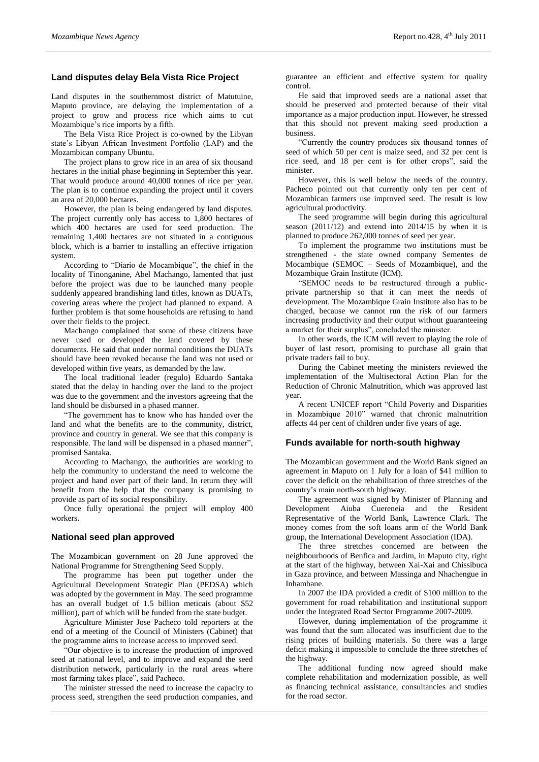## Land disputes delay Bela Vista Rice Project

Land disputes in the southernmost district of Matutuine, Maputo province, are delaying the implementation of a project to grow and process rice which aims to cut Mozambique's rice imports by a fifth.

The Bela Vista Rice Project is co-owned by the Libyan state's Libyan African Investment Portfolio (LAP) and the Mozambican company Ubuntu.

The project plans to grow rice in an area of six thousand hectares in the initial phase beginning in September this year. That would produce around 40,000 tonnes of rice per year. The plan is to continue expanding the project until it covers an area of 20,000 hectares.

However, the plan is being endangered by land disputes. The project currently only has access to 1,800 hectares of which 400 hectares are used for seed production. The remaining 1,400 hectares are not situated in a contiguous block, which is a barrier to installing an effective irrigation system.

According to "Diario de Mocambique", the chief in the locality of Tinonganine, Abel Machango, lamented that just before the project was due to be launched many people suddenly appeared brandishing land titles, known as DUATs, covering areas where the project had planned to expand. A further problem is that some households are refusing to hand over their fields to the project.

Machango complained that some of these citizens have never used or developed the land covered by these documents. He said that under normal conditions the DUATs should have been revoked because the land was not used or developed within five years, as demanded by the law.

The local traditional leader (regulo) Eduardo Santaka stated that the delay in handing over the land to the project was due to the government and the investors agreeing that the land should be disbursed in a phased manner.

"The government has to know who has handed over the land and what the benefits are to the community, district, province and country in general. We see that this company is responsible. The land will be dispensed in a phased manner", promised Santaka.

According to Machango, the authorities are working to help the community to understand the need to welcome the project and hand over part of their land. In return they will benefit from the help that the company is promising to provide as part of its social responsibility.

Once fully operational the project will employ 400 workers.

## National seed plan approved

The Mozambican government on 28 June approved the National Programme for Strengthening Seed Supply.

The programme has been put together under the Agricultural Development Strategic Plan (PEDSA) which was adopted by the government in May. The seed programme has an overall budget of 1.5 billion meticais (about $52 million), part of which will be funded from the state budget.

Agriculture Minister Jose Pacheco told reporters at the end of a meeting of the Council of Ministers (Cabinet) that the programme aims to increase access to improved seed.

"Our objective is to increase the production of improved seed at national level, and to improve and expand the seed distribution network, particularly in the rural areas where most farming takes place", said Pacheco.

The minister stressed the need to increase the capacity to process seed, strengthen the seed production companies, and guarantee an efficient and effective system for quality control.

He said that improved seeds are a national asset that should be preserved and protected because of their vital importance as a major production input. However, he stressed that this should not prevent making seed production a business.

"Currently the country produces six thousand tonnes of seed of which 50 per cent is maize seed, and 32 per cent is rice seed, and 18 per cent is for other crops", said the minister.

However, this is well below the needs of the country. Pacheco pointed out that currently only ten per cent of Mozambican farmers use improved seed. The result is low agricultural productivity.

The seed programme will begin during this agricultural season (2011/12) and extend into 2014/15 by when it is planned to produce 262,000 tonnes of seed per year.

To implement the programme two institutions must be strengthened - the state owned company Sementes de Mocambique (SEMOC – Seeds of Mozambique), and the Mozambique Grain Institute (ICM).

"SEMOC needs to be restructured through a public-private partnership so that it can meet the needs of development. The Mozambique Grain Institute also has to be changed, because we cannot run the risk of our farmers increasing productivity and their output without guaranteeing a market for their surplus", concluded the minister.

In other words, the ICM will revert to playing the role of buyer of last resort, promising to purchase all grain that private traders fail to buy.

During the Cabinet meeting the ministers reviewed the implementation of the Multisectoral Action Plan for the Reduction of Chronic Malnutrition, which was approved last year.

A recent UNICEF report "Child Poverty and Disparities in Mozambique 2010" warned that chronic malnutrition affects 44 per cent of children under five years of age.

## Funds available for north-south highway

The Mozambican government and the World Bank signed an agreement in Maputo on 1 July for a loan of $41 million to cover the deficit on the rehabilitation of three stretches of the country's main north-south highway.

The agreement was signed by Minister of Planning and Development Aiuba Cuereneia and the Resident Representative of the World Bank, Lawrence Clark. The money comes from the soft loans arm of the World Bank group, the International Development Association (IDA).

The three stretches concerned are between the neighbourhoods of Benfica and Jardim, in Maputo city, right at the start of the highway, between Xai-Xai and Chissibuca in Gaza province, and between Massinga and Nhachengue in Inhambane.

In 2007 the IDA provided a credit of $100 million to the government for road rehabilitation and institutional support under the Integrated Road Sector Programme 2007-2009.

However, during implementation of the programme it was found that the sum allocated was insufficient due to the rising prices of building materials. So there was a large deficit making it impossible to conclude the three stretches of the highway.

The additional funding now agreed should make complete rehabilitation and modernization possible, as well as financing technical assistance, consultancies and studies for the road sector.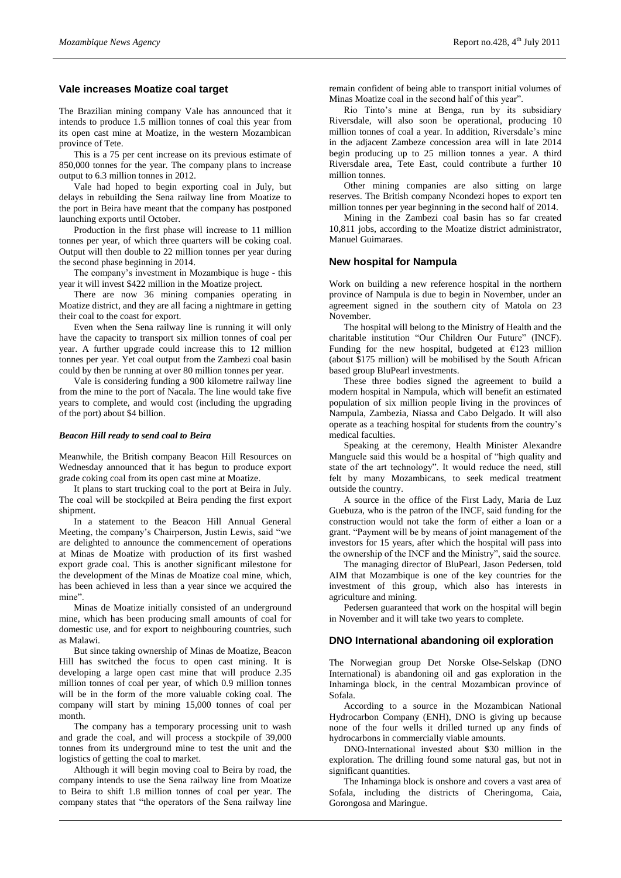## Vale increases Moatize coal target

The Brazilian mining company Vale has announced that it intends to produce 1.5 million tonnes of coal this year from its open cast mine at Moatize, in the western Mozambican province of Tete.

This is a 75 per cent increase on its previous estimate of 850,000 tonnes for the year. The company plans to increase output to 6.3 million tonnes in 2012.

Vale had hoped to begin exporting coal in July, but delays in rebuilding the Sena railway line from Moatize to the port in Beira have meant that the company has postponed launching exports until October.

Production in the first phase will increase to 11 million tonnes per year, of which three quarters will be coking coal. Output will then double to 22 million tonnes per year during the second phase beginning in 2014.

The company's investment in Mozambique is huge - this year it will invest $422 million in the Moatize project.

There are now 36 mining companies operating in Moatize district, and they are all facing a nightmare in getting their coal to the coast for export.

Even when the Sena railway line is running it will only have the capacity to transport six million tonnes of coal per year. A further upgrade could increase this to 12 million tonnes per year. Yet coal output from the Zambezi coal basin could by then be running at over 80 million tonnes per year.

Vale is considering funding a 900 kilometre railway line from the mine to the port of Nacala. The line would take five years to complete, and would cost (including the upgrading of the port) about $4 billion.

### *Beacon Hill ready to send coal to Beira*

Meanwhile, the British company Beacon Hill Resources on Wednesday announced that it has begun to produce export grade coking coal from its open cast mine at Moatize.

It plans to start trucking coal to the port at Beira in July. The coal will be stockpiled at Beira pending the first export shipment.

In a statement to the Beacon Hill Annual General Meeting, the company's Chairperson, Justin Lewis, said "we are delighted to announce the commencement of operations at Minas de Moatize with production of its first washed export grade coal. This is another significant milestone for the development of the Minas de Moatize coal mine, which, has been achieved in less than a year since we acquired the mine".

Minas de Moatize initially consisted of an underground mine, which has been producing small amounts of coal for domestic use, and for export to neighbouring countries, such as Malawi.

But since taking ownership of Minas de Moatize, Beacon Hill has switched the focus to open cast mining. It is developing a large open cast mine that will produce 2.35 million tonnes of coal per year, of which 0.9 million tonnes will be in the form of the more valuable coking coal. The company will start by mining 15,000 tonnes of coal per month.

The company has a temporary processing unit to wash and grade the coal, and will process a stockpile of 39,000 tonnes from its underground mine to test the unit and the logistics of getting the coal to market.

Although it will begin moving coal to Beira by road, the company intends to use the Sena railway line from Moatize to Beira to shift 1.8 million tonnes of coal per year. The company states that "the operators of the Sena railway line remain confident of being able to transport initial volumes of Minas Moatize coal in the second half of this year".

Rio Tinto's mine at Benga, run by its subsidiary Riversdale, will also soon be operational, producing 10 million tonnes of coal a year. In addition, Riversdale's mine in the adjacent Zambeze concession area will in late 2014 begin producing up to 25 million tonnes a year. A third Riversdale area, Tete East, could contribute a further 10 million tonnes.

Other mining companies are also sitting on large reserves. The British company Ncondezi hopes to export ten million tonnes per year beginning in the second half of 2014.

Mining in the Zambezi coal basin has so far created 10,811 jobs, according to the Moatize district administrator, Manuel Guimaraes.

## New hospital for Nampula

Work on building a new reference hospital in the northern province of Nampula is due to begin in November, under an agreement signed in the southern city of Matola on 23 November.

The hospital will belong to the Ministry of Health and the charitable institution "Our Children Our Future" (INCF). Funding for the new hospital, budgeted at €123 million (about $175 million) will be mobilised by the South African based group BluPearl investments.

These three bodies signed the agreement to build a modern hospital in Nampula, which will benefit an estimated population of six million people living in the provinces of Nampula, Zambezia, Niassa and Cabo Delgado. It will also operate as a teaching hospital for students from the country's medical faculties.

Speaking at the ceremony, Health Minister Alexandre Manguele said this would be a hospital of "high quality and state of the art technology". It would reduce the need, still felt by many Mozambicans, to seek medical treatment outside the country.

A source in the office of the First Lady, Maria de Luz Guebuza, who is the patron of the INCF, said funding for the construction would not take the form of either a loan or a grant. "Payment will be by means of joint management of the investors for 15 years, after which the hospital will pass into the ownership of the INCF and the Ministry", said the source.

The managing director of BluPearl, Jason Pedersen, told AIM that Mozambique is one of the key countries for the investment of this group, which also has interests in agriculture and mining.

Pedersen guaranteed that work on the hospital will begin in November and it will take two years to complete.

## DNO International abandoning oil exploration

The Norwegian group Det Norske Olse-Selskap (DNO International) is abandoning oil and gas exploration in the Inhaminga block, in the central Mozambican province of Sofala.

According to a source in the Mozambican National Hydrocarbon Company (ENH), DNO is giving up because none of the four wells it drilled turned up any finds of hydrocarbons in commercially viable amounts.

DNO-International invested about $30 million in the exploration. The drilling found some natural gas, but not in significant quantities.

The Inhaminga block is onshore and covers a vast area of Sofala, including the districts of Cheringoma, Caia, Gorongosa and Maringue.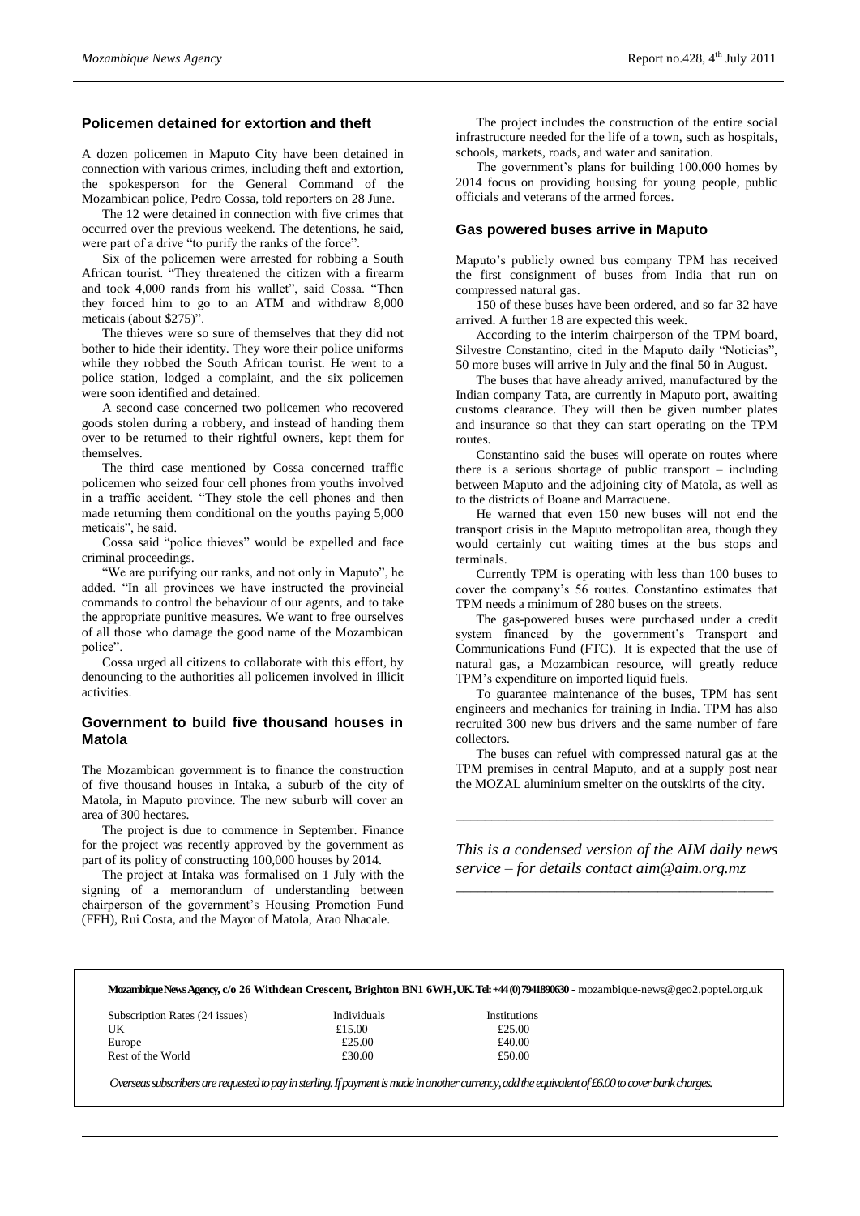## Policemen detained for extortion and theft

A dozen policemen in Maputo City have been detained in connection with various crimes, including theft and extortion, the spokesperson for the General Command of the Mozambican police, Pedro Cossa, told reporters on 28 June.

The 12 were detained in connection with five crimes that occurred over the previous weekend. The detentions, he said, were part of a drive "to purify the ranks of the force".

Six of the policemen were arrested for robbing a South African tourist. "They threatened the citizen with a firearm and took 4,000 rands from his wallet", said Cossa. "Then they forced him to go to an ATM and withdraw 8,000 meticais (about $275)".

The thieves were so sure of themselves that they did not bother to hide their identity. They wore their police uniforms while they robbed the South African tourist. He went to a police station, lodged a complaint, and the six policemen were soon identified and detained.

A second case concerned two policemen who recovered goods stolen during a robbery, and instead of handing them over to be returned to their rightful owners, kept them for themselves.

The third case mentioned by Cossa concerned traffic policemen who seized four cell phones from youths involved in a traffic accident. "They stole the cell phones and then made returning them conditional on the youths paying 5,000 meticais", he said.

Cossa said "police thieves" would be expelled and face criminal proceedings.

"We are purifying our ranks, and not only in Maputo", he added. "In all provinces we have instructed the provincial commands to control the behaviour of our agents, and to take the appropriate punitive measures. We want to free ourselves of all those who damage the good name of the Mozambican police".

Cossa urged all citizens to collaborate with this effort, by denouncing to the authorities all policemen involved in illicit activities.

## Government to build five thousand houses in Matola

The Mozambican government is to finance the construction of five thousand houses in Intaka, a suburb of the city of Matola, in Maputo province. The new suburb will cover an area of 300 hectares.

The project is due to commence in September. Finance for the project was recently approved by the government as part of its policy of constructing 100,000 houses by 2014.

The project at Intaka was formalised on 1 July with the signing of a memorandum of understanding between chairperson of the government's Housing Promotion Fund (FFH), Rui Costa, and the Mayor of Matola, Arao Nhacale.

The project includes the construction of the entire social infrastructure needed for the life of a town, such as hospitals, schools, markets, roads, and water and sanitation.

The government's plans for building 100,000 homes by 2014 focus on providing housing for young people, public officials and veterans of the armed forces.

## Gas powered buses arrive in Maputo

Maputo's publicly owned bus company TPM has received the first consignment of buses from India that run on compressed natural gas.

150 of these buses have been ordered, and so far 32 have arrived. A further 18 are expected this week.

According to the interim chairperson of the TPM board, Silvestre Constantino, cited in the Maputo daily "Noticias", 50 more buses will arrive in July and the final 50 in August.

The buses that have already arrived, manufactured by the Indian company Tata, are currently in Maputo port, awaiting customs clearance. They will then be given number plates and insurance so that they can start operating on the TPM routes.

Constantino said the buses will operate on routes where there is a serious shortage of public transport – including between Maputo and the adjoining city of Matola, as well as to the districts of Boane and Marracuene.

He warned that even 150 new buses will not end the transport crisis in the Maputo metropolitan area, though they would certainly cut waiting times at the bus stops and terminals.

Currently TPM is operating with less than 100 buses to cover the company's 56 routes. Constantino estimates that TPM needs a minimum of 280 buses on the streets.

The gas-powered buses were purchased under a credit system financed by the government's Transport and Communications Fund (FTC). It is expected that the use of natural gas, a Mozambican resource, will greatly reduce TPM's expenditure on imported liquid fuels.

To guarantee maintenance of the buses, TPM has sent engineers and mechanics for training in India. TPM has also recruited 300 new bus drivers and the same number of fare collectors.

The buses can refuel with compressed natural gas at the TPM premises in central Maputo, and at a supply post near the MOZAL aluminium smelter on the outskirts of the city.

---

*This is a condensed version of the AIM daily news service – for details contact aim@aim.org.mz*

---

**Mozambique News Agency, c/o 26 Withdean Crescent, Brighton BN1 6WH, UK. Tel: +44 (0) 7941890630 -** mozambique-news@geo2.poptel.org.uk

| Subscription Rates (24 issues) | Individuals | Institutions |
|---|---|---|
| UK | £15.00 | £25.00 |
| Europe | £25.00 | £40.00 |
| Rest of the World | £30.00 | £50.00 |

*Overseas subscribers are requested to pay in sterling. If payment is made in another currency, add the equivalent of £6.00 to cover bank charges.*